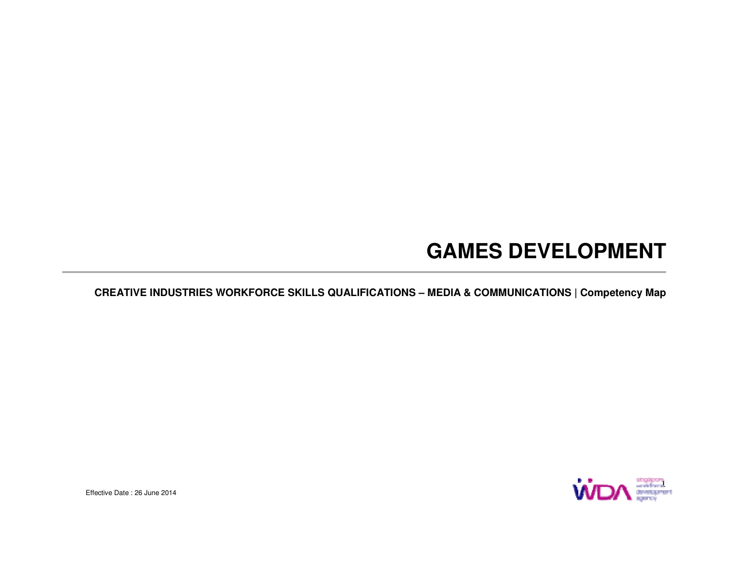# GAMES DEVELOPMENT

**CREATIVE INDUSTRIES WORKFORCE SKILLS QUALIFICATIONS – MEDIA & COMMUNICATIONS | Competency Map**

Effective Date : 26 June 2014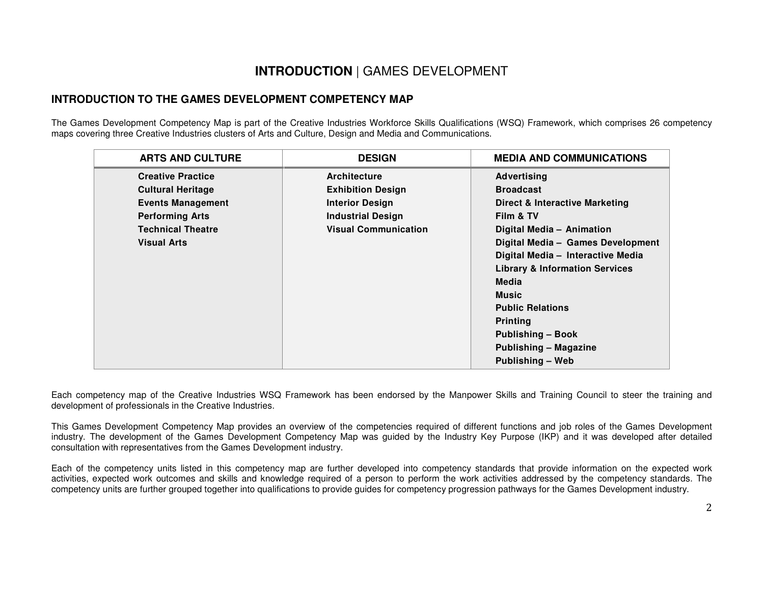# **INTRODUCTION** | GAMES DEVELOPMENT

## INTRODUCTION TO THE GAMES DEVELOPMENT COMPETENCY MAP

The Games Development Competency Map is part of the Creative Industries Workforce Skills Qualifications (WSQ) Framework, which comprises 26 competency maps covering three Creative Industries clusters of Arts and Culture, Design and Media and Communications.

| ARTS AND CULTURE | DESIGN | MEDIA AND COMMUNICATIONS |
|---|---|---|
| **Creative Practice** | **Architecture** | **Advertising** |
| **Cultural Heritage** | **Exhibition Design** | **Broadcast** |
| **Events Management** | **Interior Design** | **Direct & Interactive Marketing** |
| **Performing Arts** | **Industrial Design** | **Film & TV** |
| **Technical Theatre** | **Visual Communication** | **Digital Media – Animation** |
| **Visual Arts** | | **Digital Media – Games Development** |
| | | **Digital Media – Interactive Media** |
| | | **Library & Information Services** |
| | | **Media** |
| | | **Music** |
| | | **Public Relations** |
| | | **Printing** |
| | | **Publishing – Book** |
| | | **Publishing – Magazine** |
| | | **Publishing – Web** |

Each competency map of the Creative Industries WSQ Framework has been endorsed by the Manpower Skills and Training Council to steer the training and development of professionals in the Creative Industries.

This Games Development Competency Map provides an overview of the competencies required of different functions and job roles of the Games Development industry. The development of the Games Development Competency Map was guided by the Industry Key Purpose (IKP) and it was developed after detailed consultation with representatives from the Games Development industry.

Each of the competency units listed in this competency map are further developed into competency standards that provide information on the expected work activities, expected work outcomes and skills and knowledge required of a person to perform the work activities addressed by the competency standards. The competency units are further grouped together into qualifications to provide guides for competency progression pathways for the Games Development industry.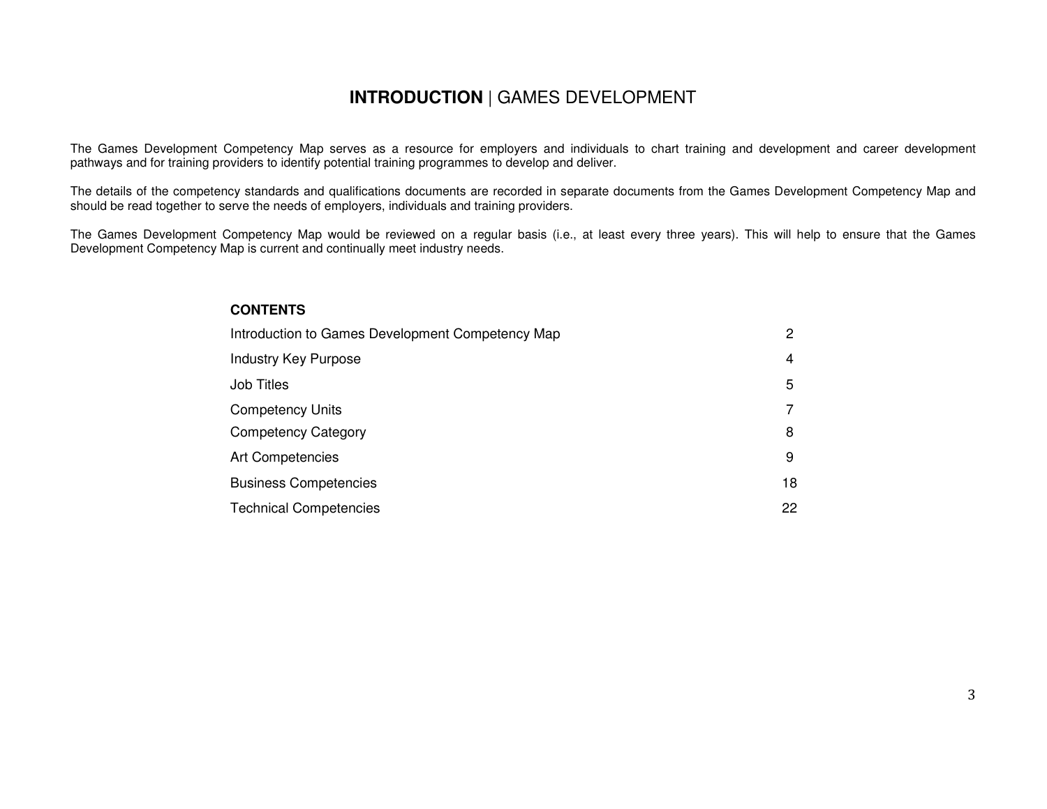# **INTRODUCTION** | GAMES DEVELOPMENT

The Games Development Competency Map serves as a resource for employers and individuals to chart training and development and career development pathways and for training providers to identify potential training programmes to develop and deliver.

The details of the competency standards and qualifications documents are recorded in separate documents from the Games Development Competency Map and should be read together to serve the needs of employers, individuals and training providers.

The Games Development Competency Map would be reviewed on a regular basis (i.e., at least every three years). This will help to ensure that the Games Development Competency Map is current and continually meet industry needs.

**CONTENTS**

| | |
|---|---|
| Introduction to Games Development Competency Map | 2 |
| Industry Key Purpose | 4 |
| Job Titles | 5 |
| Competency Units | 7 |
| Competency Category | 8 |
| Art Competencies | 9 |
| Business Competencies | 18 |
| Technical Competencies | 22 |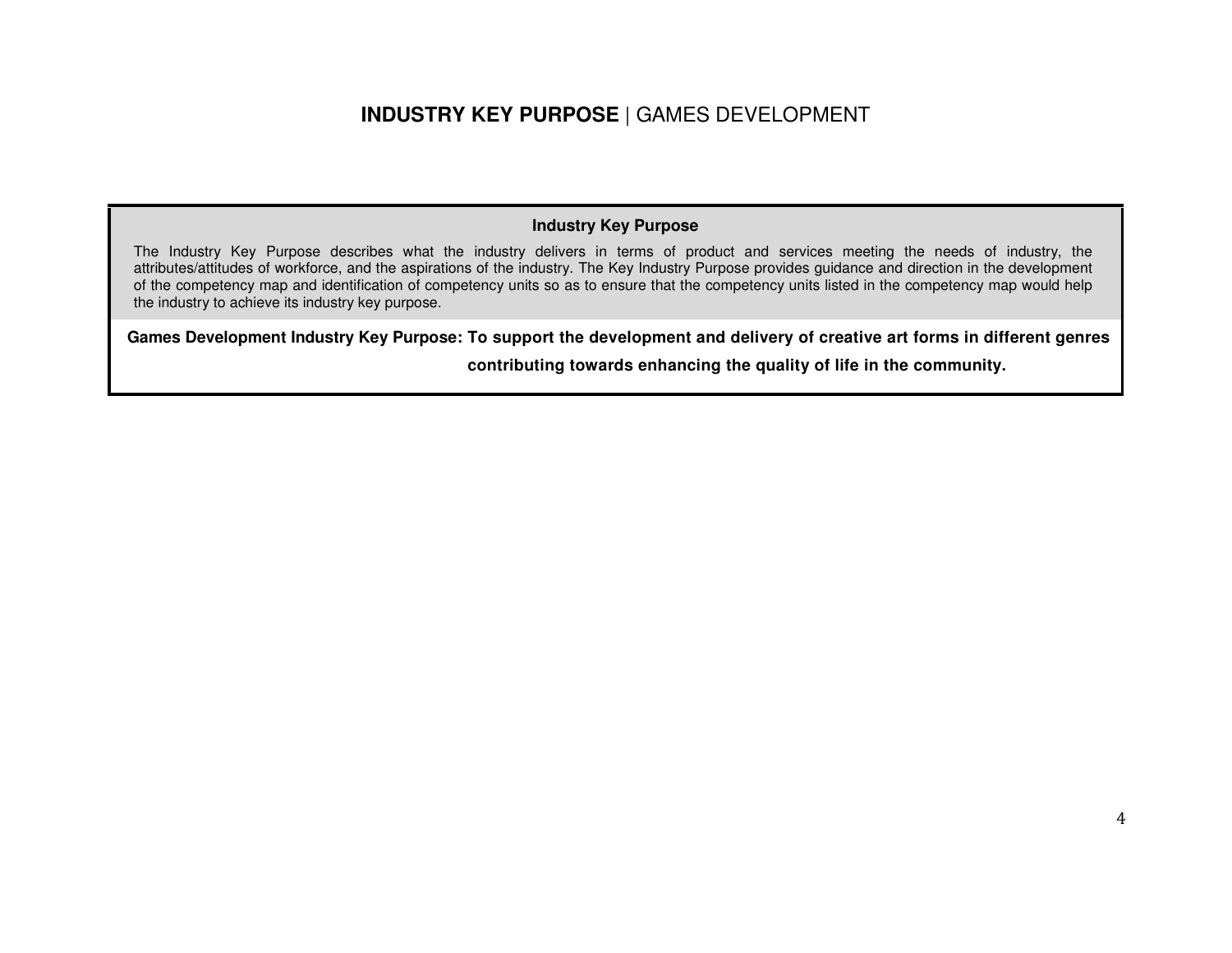# **INDUSTRY KEY PURPOSE** | GAMES DEVELOPMENT

**Industry Key Purpose**

The Industry Key Purpose describes what the industry delivers in terms of product and services meeting the needs of industry, the attributes/attitudes of workforce, and the aspirations of the industry. The Key Industry Purpose provides guidance and direction in the development of the competency map and identification of competency units so as to ensure that the competency units listed in the competency map would help the industry to achieve its industry key purpose.

**Games Development Industry Key Purpose: To support the development and delivery of creative art forms in different genres contributing towards enhancing the quality of life in the community.**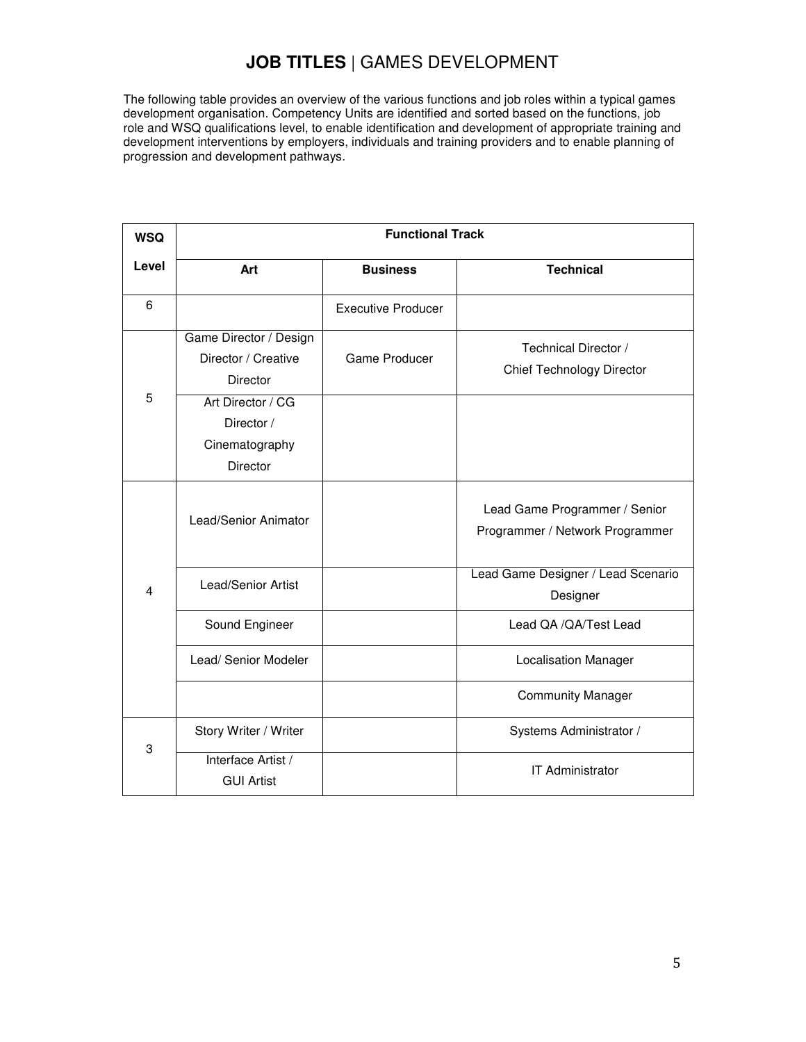# **JOB TITLES** | GAMES DEVELOPMENT

The following table provides an overview of the various functions and job roles within a typical games development organisation. Competency Units are identified and sorted based on the functions, job role and WSQ qualifications level, to enable identification and development of appropriate training and development interventions by employers, individuals and training providers and to enable planning of progression and development pathways.

| WSQ Level | Functional Track | | |
|---|---|---|---|
| | **Art** | **Business** | **Technical** |
| 6 | | Executive Producer | |
| 5 | Game Director / Design Director / Creative Director | Game Producer | Technical Director / Chief Technology Director |
| | Art Director / CG Director / Cinematography Director | | |
| 4 | Lead/Senior Animator | | Lead Game Programmer / Senior Programmer / Network Programmer |
| | Lead/Senior Artist | | Lead Game Designer / Lead Scenario Designer |
| | Sound Engineer | | Lead QA /QA/Test Lead |
| | Lead/ Senior Modeler | | Localisation Manager |
| | | | Community Manager |
| 3 | Story Writer / Writer | | Systems Administrator / |
| | Interface Artist / GUI Artist | | IT Administrator |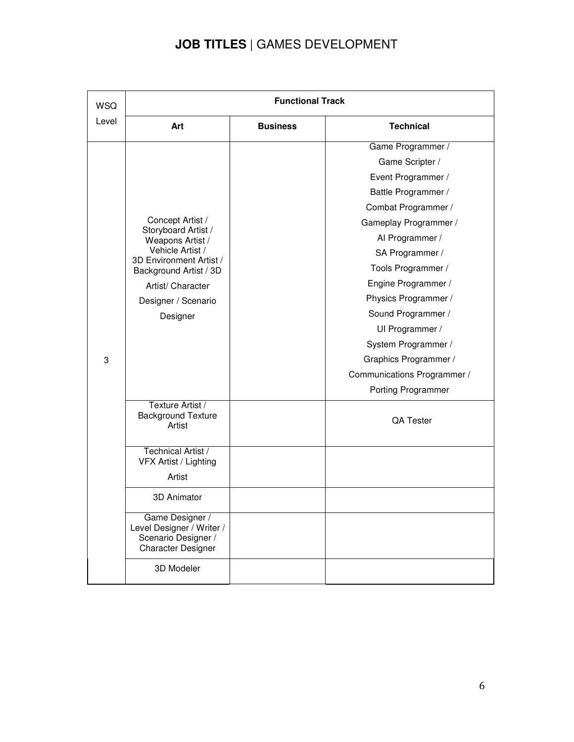# **JOB TITLES** | GAMES DEVELOPMENT

| WSQ Level | Functional Track | | |
|---|---|---|---|
| | **Art** | **Business** | **Technical** |
| 3 | Concept Artist / Storyboard Artist / Weapons Artist / Vehicle Artist / 3D Environment Artist / Background Artist / 3D Artist/ Character Designer / Scenario Designer | | Game Programmer / Game Scripter / Event Programmer / Battle Programmer / Combat Programmer / Gameplay Programmer / AI Programmer / SA Programmer / Tools Programmer / Engine Programmer / Physics Programmer / Sound Programmer / UI Programmer / System Programmer / Graphics Programmer / Communications Programmer / Porting Programmer |
| | Texture Artist / Background Texture Artist | | QA Tester |
| | Technical Artist / VFX Artist / Lighting Artist | | |
| | 3D Animator | | |
| | Game Designer / Level Designer / Writer / Scenario Designer / Character Designer | | |
| | 3D Modeler | | |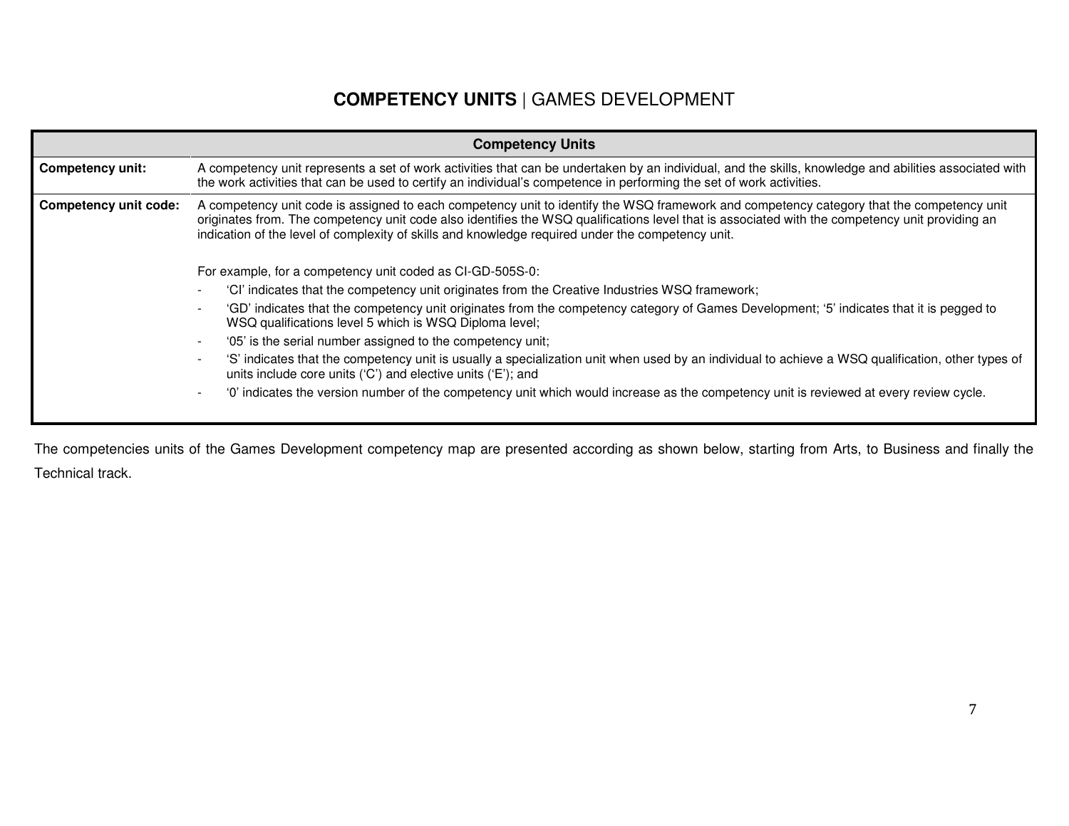# **COMPETENCY UNITS** | GAMES DEVELOPMENT

| Competency Units | |
|---|---|
| **Competency unit:** | A competency unit represents a set of work activities that can be undertaken by an individual, and the skills, knowledge and abilities associated with the work activities that can be used to certify an individual's competence in performing the set of work activities. |
| **Competency unit code:** | A competency unit code is assigned to each competency unit to identify the WSQ framework and competency category that the competency unit originates from. The competency unit code also identifies the WSQ qualifications level that is associated with the competency unit providing an indication of the level of complexity of skills and knowledge required under the competency unit.<br><br>For example, for a competency unit coded as CI-GD-505S-0:<br>- 'CI' indicates that the competency unit originates from the Creative Industries WSQ framework;<br>- 'GD' indicates that the competency unit originates from the competency category of Games Development; '5' indicates that it is pegged to WSQ qualifications level 5 which is WSQ Diploma level;<br>- '05' is the serial number assigned to the competency unit;<br>- 'S' indicates that the competency unit is usually a specialization unit when used by an individual to achieve a WSQ qualification, other types of units include core units ('C') and elective units ('E'); and<br>- '0' indicates the version number of the competency unit which would increase as the competency unit is reviewed at every review cycle. |

The competencies units of the Games Development competency map are presented according as shown below, starting from Arts, to Business and finally the Technical track.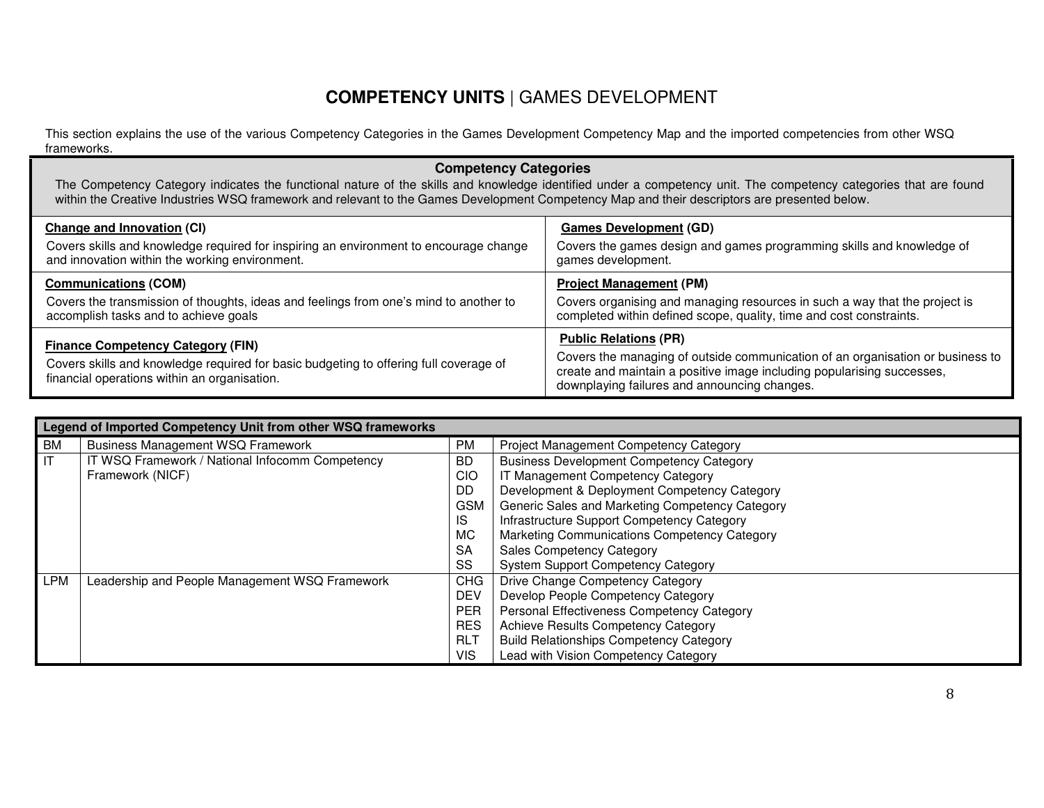# **COMPETENCY UNITS** | GAMES DEVELOPMENT

This section explains the use of the various Competency Categories in the Games Development Competency Map and the imported competencies from other WSQ frameworks.

| **Competency Categories** | |
|---|---|
| The Competency Category indicates the functional nature of the skills and knowledge identified under a competency unit. The competency categories that are found within the Creative Industries WSQ framework and relevant to the Games Development Competency Map and their descriptors are presented below. | |
| **Change and Innovation (CI)**<br>Covers skills and knowledge required for inspiring an environment to encourage change and innovation within the working environment. | **Games Development (GD)**<br>Covers the games design and games programming skills and knowledge of games development. |
| **Communications (COM)**<br>Covers the transmission of thoughts, ideas and feelings from one's mind to another to accomplish tasks and to achieve goals | **Project Management (PM)**<br>Covers organising and managing resources in such a way that the project is completed within defined scope, quality, time and cost constraints. |
| **Finance Competency Category (FIN)**<br>Covers skills and knowledge required for basic budgeting to offering full coverage of financial operations within an organisation. | **Public Relations (PR)**<br>Covers the managing of outside communication of an organisation or business to create and maintain a positive image including popularising successes, downplaying failures and announcing changes. |

| **Legend of Imported Competency Unit from other WSQ frameworks** | | | |
|---|---|---|---|
| BM | Business Management WSQ Framework | PM | Project Management Competency Category |
| IT | IT WSQ Framework / National Infocomm Competency Framework (NICF) | BD | Business Development Competency Category |
| | | CIO | IT Management Competency Category |
| | | DD | Development & Deployment Competency Category |
| | | GSM | Generic Sales and Marketing Competency Category |
| | | IS | Infrastructure Support Competency Category |
| | | MC | Marketing Communications Competency Category |
| | | SA | Sales Competency Category |
| | | SS | System Support Competency Category |
| LPM | Leadership and People Management WSQ Framework | CHG | Drive Change Competency Category |
| | | DEV | Develop People Competency Category |
| | | PER | Personal Effectiveness Competency Category |
| | | RES | Achieve Results Competency Category |
| | | RLT | Build Relationships Competency Category |
| | | VIS | Lead with Vision Competency Category |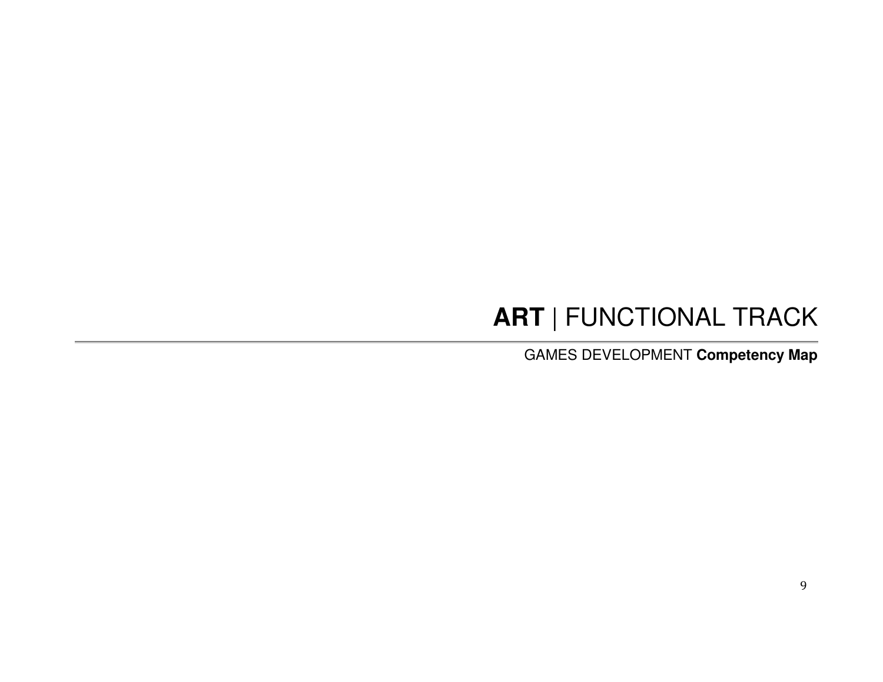# **ART** | FUNCTIONAL TRACK

GAMES DEVELOPMENT **Competency Map**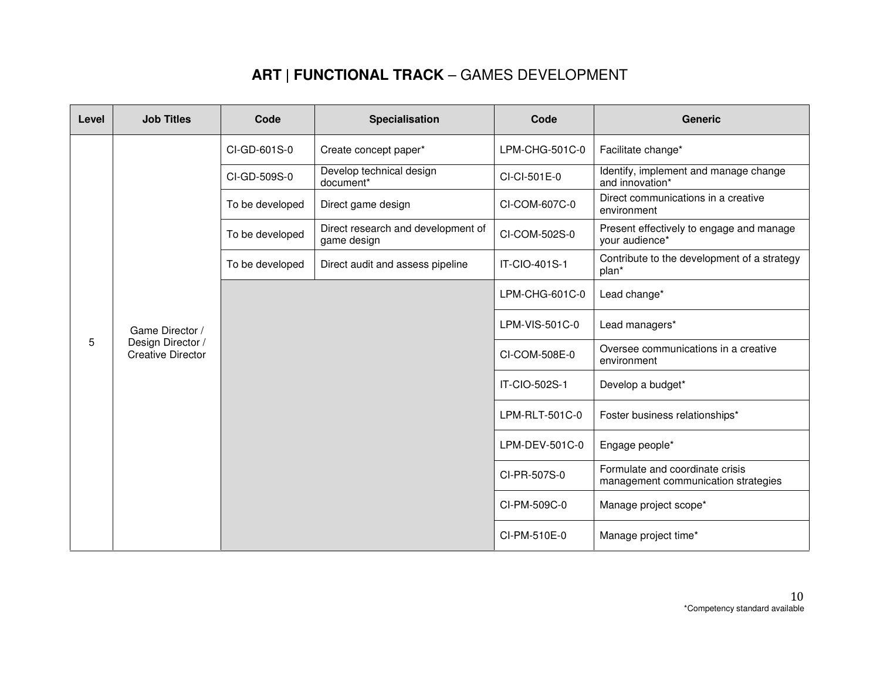# **ART** | **FUNCTIONAL TRACK** – GAMES DEVELOPMENT

| Level | Job Titles | Code | Specialisation | Code | Generic |
|---|---|---|---|---|---|
| 5 | Game Director / Design Director / Creative Director | CI-GD-601S-0 | Create concept paper* | LPM-CHG-501C-0 | Facilitate change* |
| | | CI-GD-509S-0 | Develop technical design document* | CI-CI-501E-0 | Identify, implement and manage change and innovation* |
| | | To be developed | Direct game design | CI-COM-607C-0 | Direct communications in a creative environment |
| | | To be developed | Direct research and development of game design | CI-COM-502S-0 | Present effectively to engage and manage your audience* |
| | | To be developed | Direct audit and assess pipeline | IT-CIO-401S-1 | Contribute to the development of a strategy plan* |
| | | | | LPM-CHG-601C-0 | Lead change* |
| | | | | LPM-VIS-501C-0 | Lead managers* |
| | | | | CI-COM-508E-0 | Oversee communications in a creative environment |
| | | | | IT-CIO-502S-1 | Develop a budget* |
| | | | | LPM-RLT-501C-0 | Foster business relationships* |
| | | | | LPM-DEV-501C-0 | Engage people* |
| | | | | CI-PR-507S-0 | Formulate and coordinate crisis management communication strategies |
| | | | | CI-PM-509C-0 | Manage project scope* |
| | | | | CI-PM-510E-0 | Manage project time* |

*Competency standard available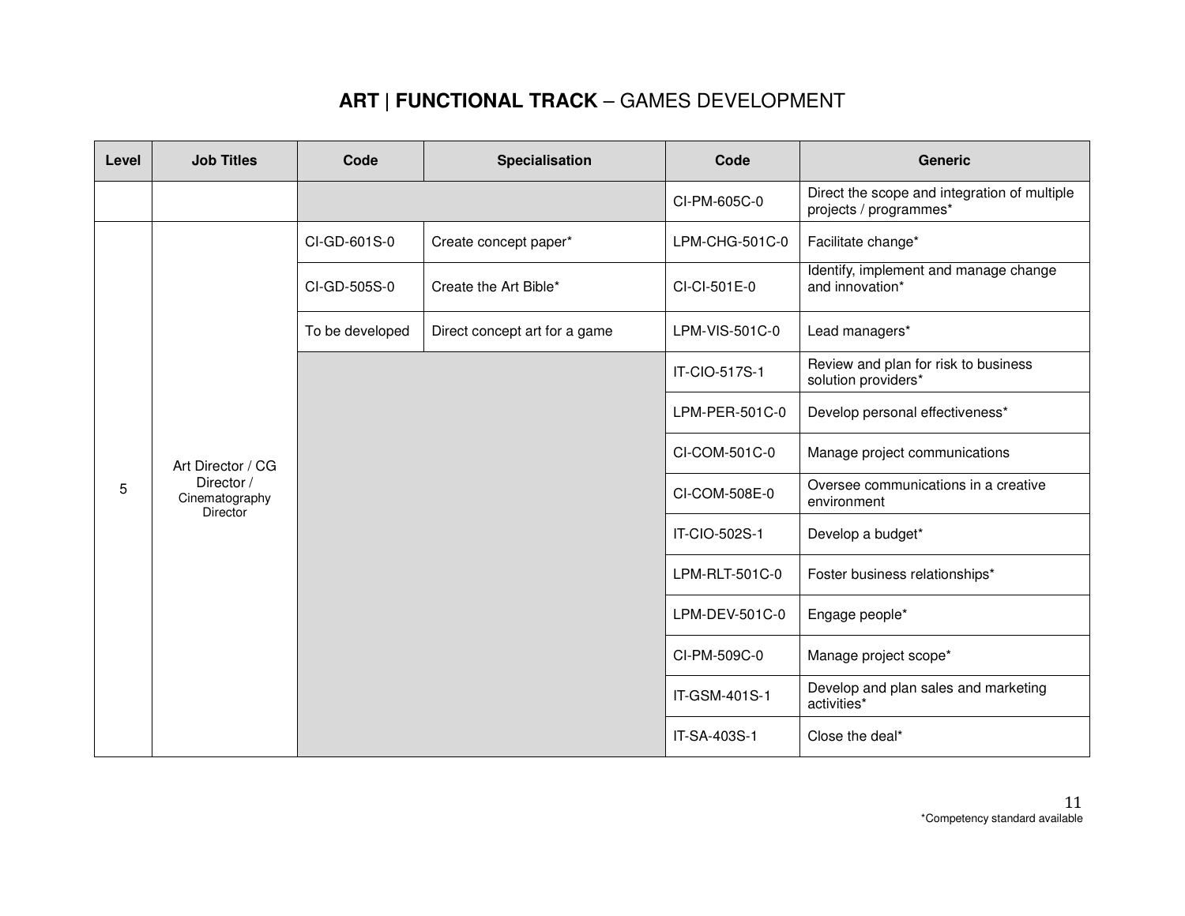# **ART** | **FUNCTIONAL TRACK** – GAMES DEVELOPMENT

| Level | Job Titles | Code | Specialisation | Code | Generic |
|---|---|---|---|---|---|
| | | | | CI-PM-605C-0 | Direct the scope and integration of multiple projects / programmes* |
| 5 | Art Director / CG Director / Cinematography Director | CI-GD-601S-0 | Create concept paper* | LPM-CHG-501C-0 | Facilitate change* |
| | | CI-GD-505S-0 | Create the Art Bible* | CI-CI-501E-0 | Identify, implement and manage change and innovation* |
| | | To be developed | Direct concept art for a game | LPM-VIS-501C-0 | Lead managers* |
| | | | | IT-CIO-517S-1 | Review and plan for risk to business solution providers* |
| | | | | LPM-PER-501C-0 | Develop personal effectiveness* |
| | | | | CI-COM-501C-0 | Manage project communications |
| | | | | CI-COM-508E-0 | Oversee communications in a creative environment |
| | | | | IT-CIO-502S-1 | Develop a budget* |
| | | | | LPM-RLT-501C-0 | Foster business relationships* |
| | | | | LPM-DEV-501C-0 | Engage people* |
| | | | | CI-PM-509C-0 | Manage project scope* |
| | | | | IT-GSM-401S-1 | Develop and plan sales and marketing activities* |
| | | | | IT-SA-403S-1 | Close the deal* |

*Competency standard available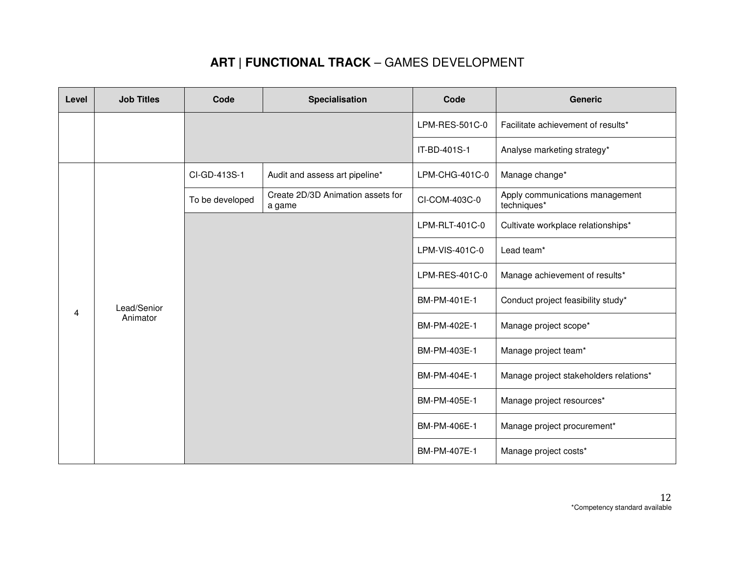## **ART** | **FUNCTIONAL TRACK** – GAMES DEVELOPMENT

| Level | Job Titles | Code | Specialisation | Code | Generic |
|---|---|---|---|---|---|
| | | | | LPM-RES-501C-0 | Facilitate achievement of results* |
| | | | | IT-BD-401S-1 | Analyse marketing strategy* |
| 4 | Lead/Senior Animator | CI-GD-413S-1 | Audit and assess art pipeline* | LPM-CHG-401C-0 | Manage change* |
| | | To be developed | Create 2D/3D Animation assets for a game | CI-COM-403C-0 | Apply communications management techniques* |
| | | | | LPM-RLT-401C-0 | Cultivate workplace relationships* |
| | | | | LPM-VIS-401C-0 | Lead team* |
| | | | | LPM-RES-401C-0 | Manage achievement of results* |
| | | | | BM-PM-401E-1 | Conduct project feasibility study* |
| | | | | BM-PM-402E-1 | Manage project scope* |
| | | | | BM-PM-403E-1 | Manage project team* |
| | | | | BM-PM-404E-1 | Manage project stakeholders relations* |
| | | | | BM-PM-405E-1 | Manage project resources* |
| | | | | BM-PM-406E-1 | Manage project procurement* |
| | | | | BM-PM-407E-1 | Manage project costs* |

*Competency standard available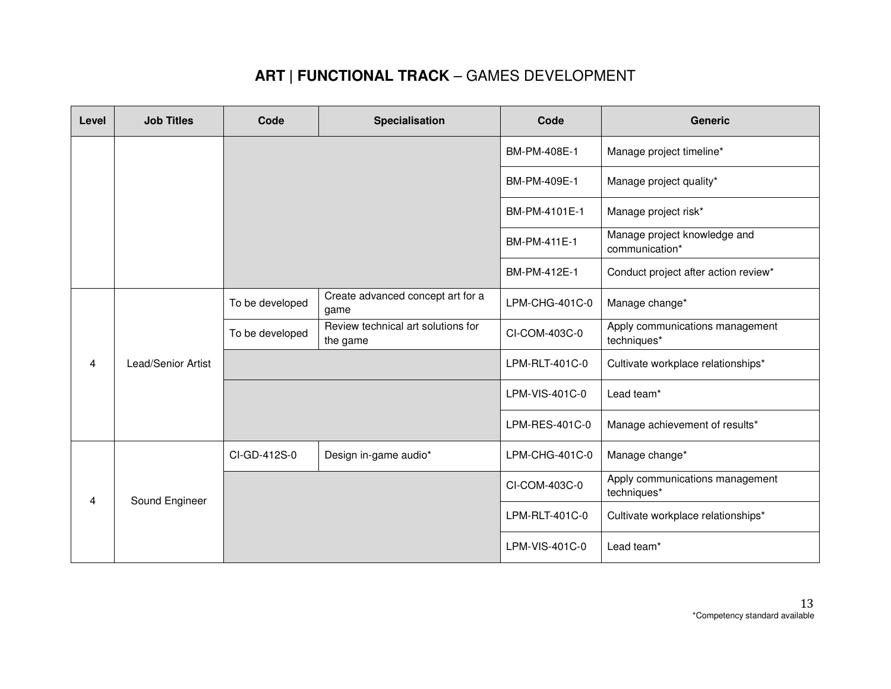## **ART** | **FUNCTIONAL TRACK** – GAMES DEVELOPMENT

| Level | Job Titles | Code | Specialisation | Code | Generic |
|---|---|---|---|---|---|
| | | | | BM-PM-408E-1 | Manage project timeline* |
| | | | | BM-PM-409E-1 | Manage project quality* |
| | | | | BM-PM-4101E-1 | Manage project risk* |
| | | | | BM-PM-411E-1 | Manage project knowledge and communication* |
| | | | | BM-PM-412E-1 | Conduct project after action review* |
| 4 | Lead/Senior Artist | To be developed | Create advanced concept art for a game | LPM-CHG-401C-0 | Manage change* |
| | | To be developed | Review technical art solutions for the game | CI-COM-403C-0 | Apply communications management techniques* |
| | | | | LPM-RLT-401C-0 | Cultivate workplace relationships* |
| | | | | LPM-VIS-401C-0 | Lead team* |
| | | | | LPM-RES-401C-0 | Manage achievement of results* |
| 4 | Sound Engineer | CI-GD-412S-0 | Design in-game audio* | LPM-CHG-401C-0 | Manage change* |
| | | | | CI-COM-403C-0 | Apply communications management techniques* |
| | | | | LPM-RLT-401C-0 | Cultivate workplace relationships* |
| | | | | LPM-VIS-401C-0 | Lead team* |

*Competency standard available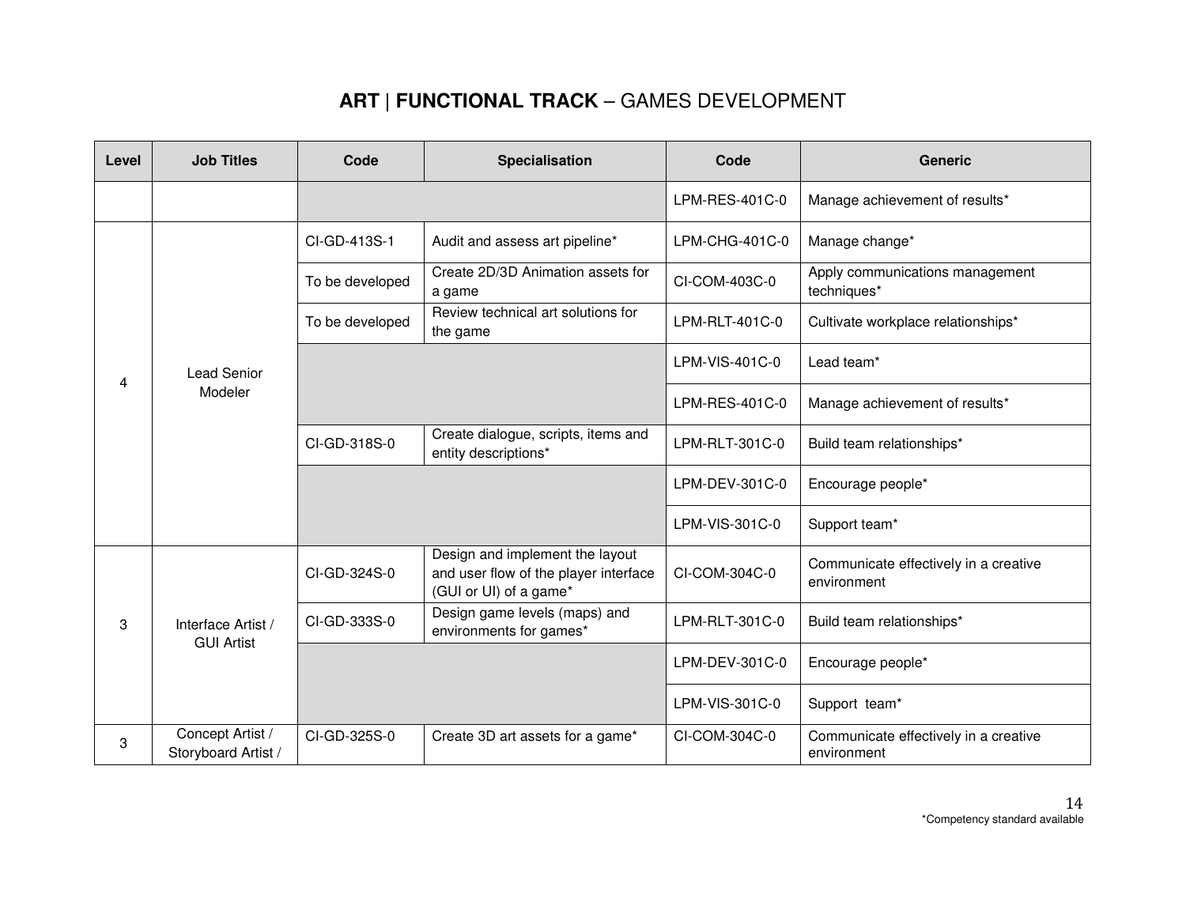## **ART** | **FUNCTIONAL TRACK** – GAMES DEVELOPMENT

| Level | Job Titles | Code | Specialisation | Code | Generic |
|---|---|---|---|---|---|
| | | | | LPM-RES-401C-0 | Manage achievement of results* |
| 4 | Lead Senior Modeler | CI-GD-413S-1 | Audit and assess art pipeline* | LPM-CHG-401C-0 | Manage change* |
| | | To be developed | Create 2D/3D Animation assets for a game | CI-COM-403C-0 | Apply communications management techniques* |
| | | To be developed | Review technical art solutions for the game | LPM-RLT-401C-0 | Cultivate workplace relationships* |
| | | | | LPM-VIS-401C-0 | Lead team* |
| | | | | LPM-RES-401C-0 | Manage achievement of results* |
| | | CI-GD-318S-0 | Create dialogue, scripts, items and entity descriptions* | LPM-RLT-301C-0 | Build team relationships* |
| | | | | LPM-DEV-301C-0 | Encourage people* |
| | | | | LPM-VIS-301C-0 | Support team* |
| 3 | Interface Artist / GUI Artist | CI-GD-324S-0 | Design and implement the layout and user flow of the player interface (GUI or UI) of a game* | CI-COM-304C-0 | Communicate effectively in a creative environment |
| | | CI-GD-333S-0 | Design game levels (maps) and environments for games* | LPM-RLT-301C-0 | Build team relationships* |
| | | | | LPM-DEV-301C-0 | Encourage people* |
| | | | | LPM-VIS-301C-0 | Support team* |
| 3 | Concept Artist / Storyboard Artist / | CI-GD-325S-0 | Create 3D art assets for a game* | CI-COM-304C-0 | Communicate effectively in a creative environment |

*Competency standard available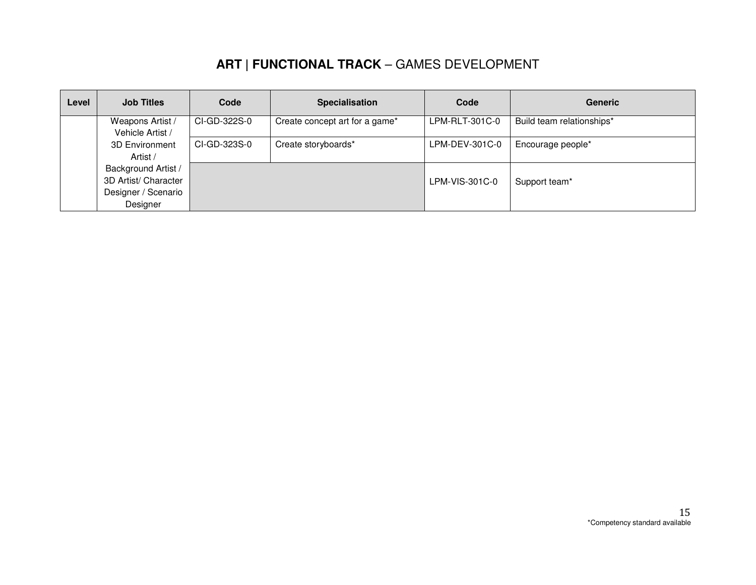## **ART** | **FUNCTIONAL TRACK** – GAMES DEVELOPMENT

| Level | Job Titles | Code | Specialisation | Code | Generic |
|---|---|---|---|---|---|
| | Weapons Artist / Vehicle Artist / 3D Environment Artist / Background Artist / 3D Artist/ Character Designer / Scenario Designer | CI-GD-322S-0 | Create concept art for a game* | LPM-RLT-301C-0 | Build team relationships* |
| | | CI-GD-323S-0 | Create storyboards* | LPM-DEV-301C-0 | Encourage people* |
| | | | | LPM-VIS-301C-0 | Support team* |

*Competency standard available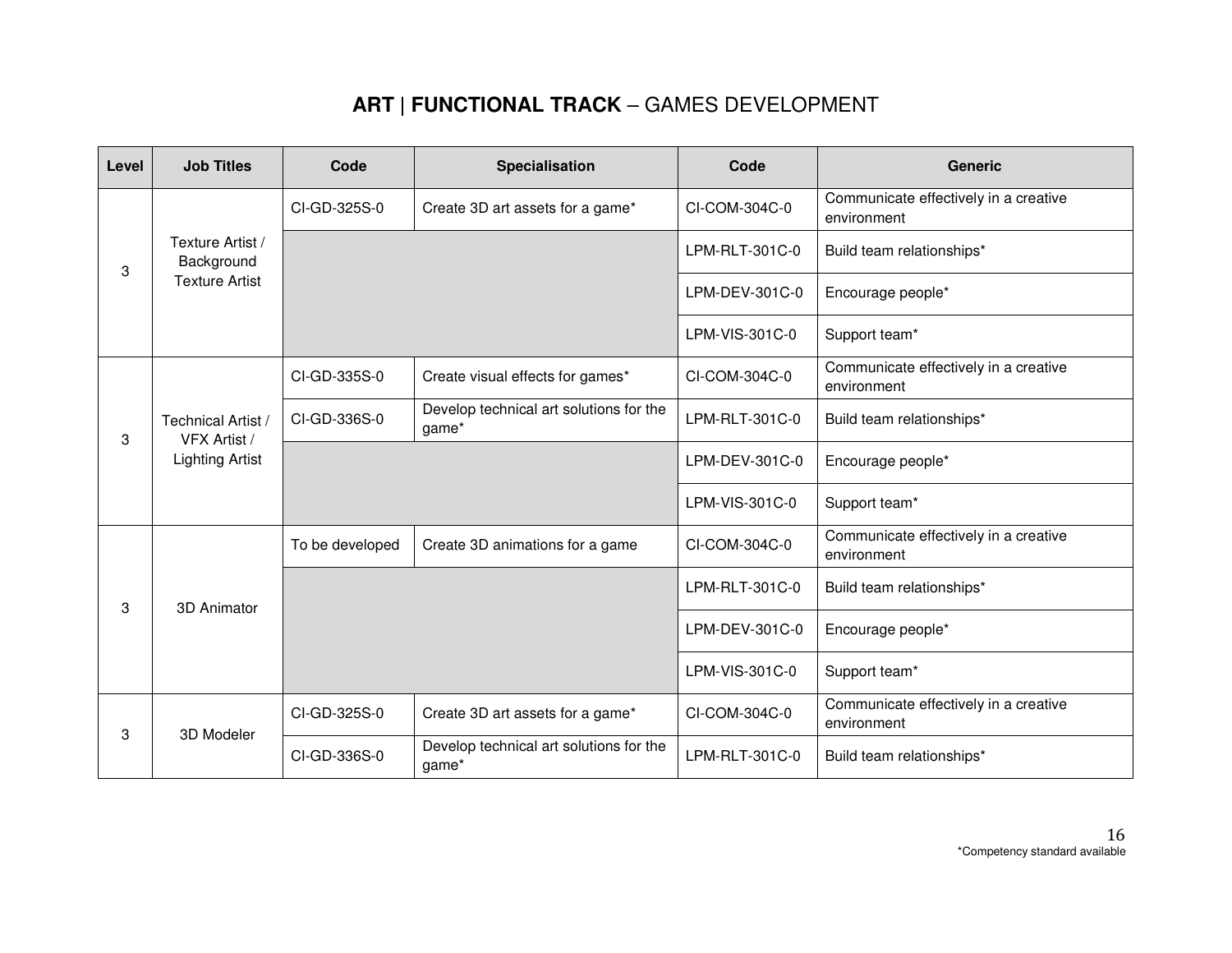# **ART** | **FUNCTIONAL TRACK** – GAMES DEVELOPMENT

| Level | Job Titles | Code | Specialisation | Code | Generic |
|---|---|---|---|---|---|
| 3 | Texture Artist / Background Texture Artist | CI-GD-325S-0 | Create 3D art assets for a game* | CI-COM-304C-0 | Communicate effectively in a creative environment |
| | | | | LPM-RLT-301C-0 | Build team relationships* |
| | | | | LPM-DEV-301C-0 | Encourage people* |
| | | | | LPM-VIS-301C-0 | Support team* |
| 3 | Technical Artist / VFX Artist / Lighting Artist | CI-GD-335S-0 | Create visual effects for games* | CI-COM-304C-0 | Communicate effectively in a creative environment |
| | | CI-GD-336S-0 | Develop technical art solutions for the game* | LPM-RLT-301C-0 | Build team relationships* |
| | | | | LPM-DEV-301C-0 | Encourage people* |
| | | | | LPM-VIS-301C-0 | Support team* |
| 3 | 3D Animator | To be developed | Create 3D animations for a game | CI-COM-304C-0 | Communicate effectively in a creative environment |
| | | | | LPM-RLT-301C-0 | Build team relationships* |
| | | | | LPM-DEV-301C-0 | Encourage people* |
| | | | | LPM-VIS-301C-0 | Support team* |
| 3 | 3D Modeler | CI-GD-325S-0 | Create 3D art assets for a game* | CI-COM-304C-0 | Communicate effectively in a creative environment |
| | | CI-GD-336S-0 | Develop technical art solutions for the game* | LPM-RLT-301C-0 | Build team relationships* |

*Competency standard available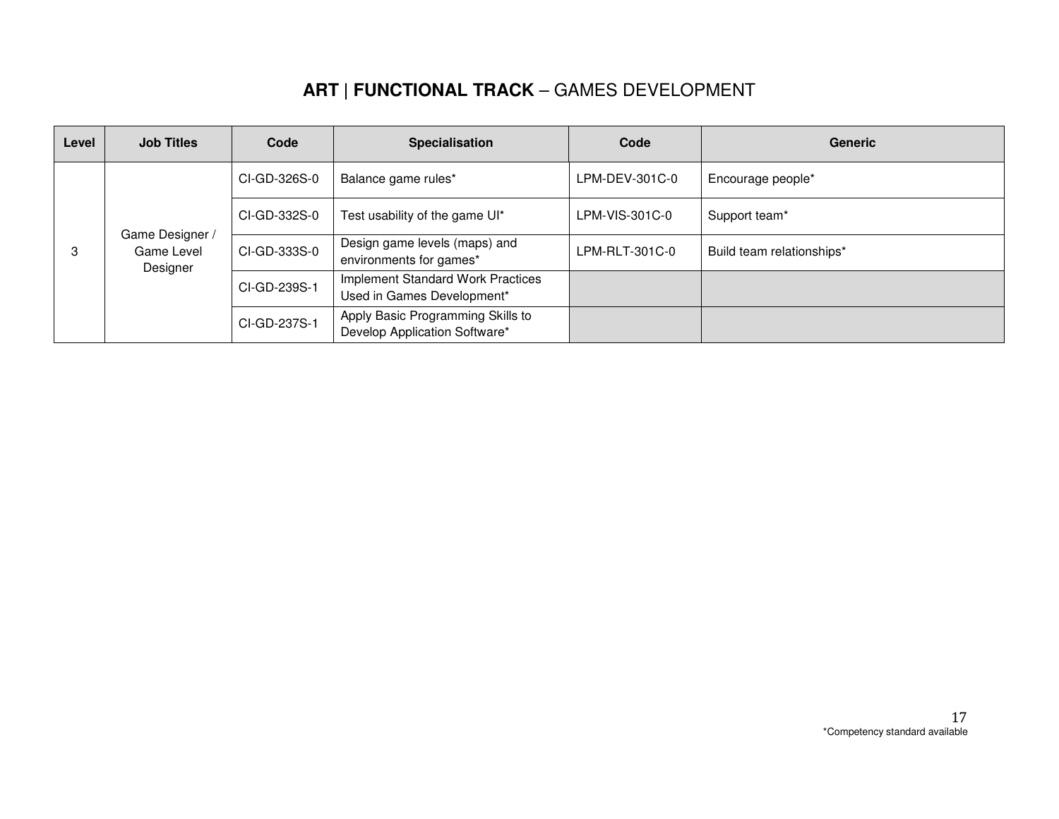## **ART** | **FUNCTIONAL TRACK** – GAMES DEVELOPMENT

| Level | Job Titles | Code | Specialisation | Code | Generic |
|---|---|---|---|---|---|
| 3 | Game Designer / Game Level Designer | CI-GD-326S-0 | Balance game rules* | LPM-DEV-301C-0 | Encourage people* |
| | | CI-GD-332S-0 | Test usability of the game UI* | LPM-VIS-301C-0 | Support team* |
| | | CI-GD-333S-0 | Design game levels (maps) and environments for games* | LPM-RLT-301C-0 | Build team relationships* |
| | | CI-GD-239S-1 | Implement Standard Work Practices Used in Games Development* | | |
| | | CI-GD-237S-1 | Apply Basic Programming Skills to Develop Application Software* | | |

*Competency standard available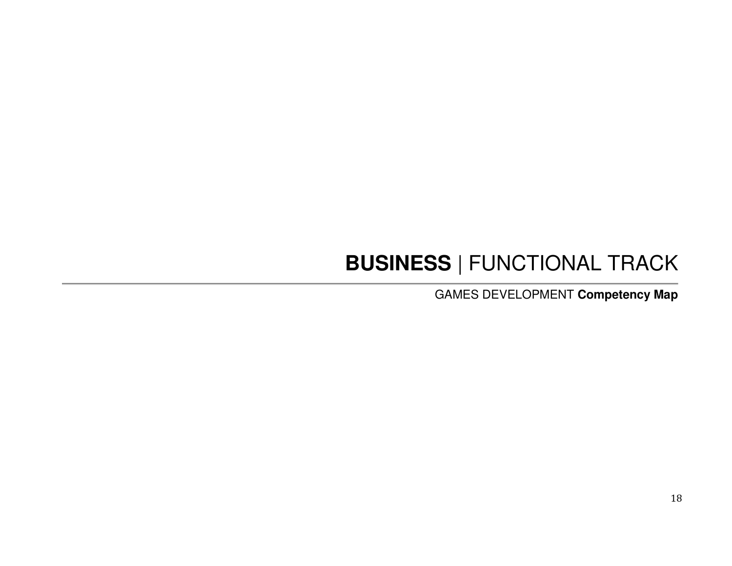# **BUSINESS** | FUNCTIONAL TRACK

GAMES DEVELOPMENT **Competency Map**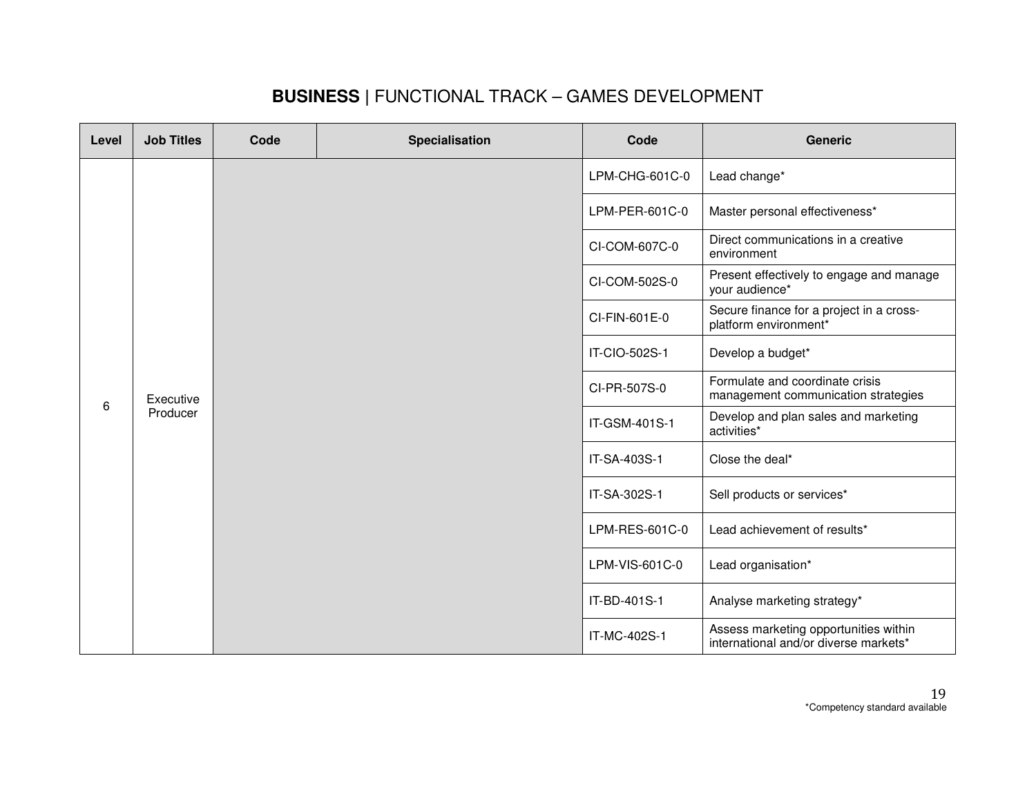## **BUSINESS** | FUNCTIONAL TRACK – GAMES DEVELOPMENT

| Level | Job Titles | Code | Specialisation | Code | Generic |
|---|---|---|---|---|---|
| 6 | Executive Producer | | | LPM-CHG-601C-0 | Lead change* |
| | | | | LPM-PER-601C-0 | Master personal effectiveness* |
| | | | | CI-COM-607C-0 | Direct communications in a creative environment |
| | | | | CI-COM-502S-0 | Present effectively to engage and manage your audience* |
| | | | | CI-FIN-601E-0 | Secure finance for a project in a cross-platform environment* |
| | | | | IT-CIO-502S-1 | Develop a budget* |
| | | | | CI-PR-507S-0 | Formulate and coordinate crisis management communication strategies |
| | | | | IT-GSM-401S-1 | Develop and plan sales and marketing activities* |
| | | | | IT-SA-403S-1 | Close the deal* |
| | | | | IT-SA-302S-1 | Sell products or services* |
| | | | | LPM-RES-601C-0 | Lead achievement of results* |
| | | | | LPM-VIS-601C-0 | Lead organisation* |
| | | | | IT-BD-401S-1 | Analyse marketing strategy* |
| | | | | IT-MC-402S-1 | Assess marketing opportunities within international and/or diverse markets* |

*Competency standard available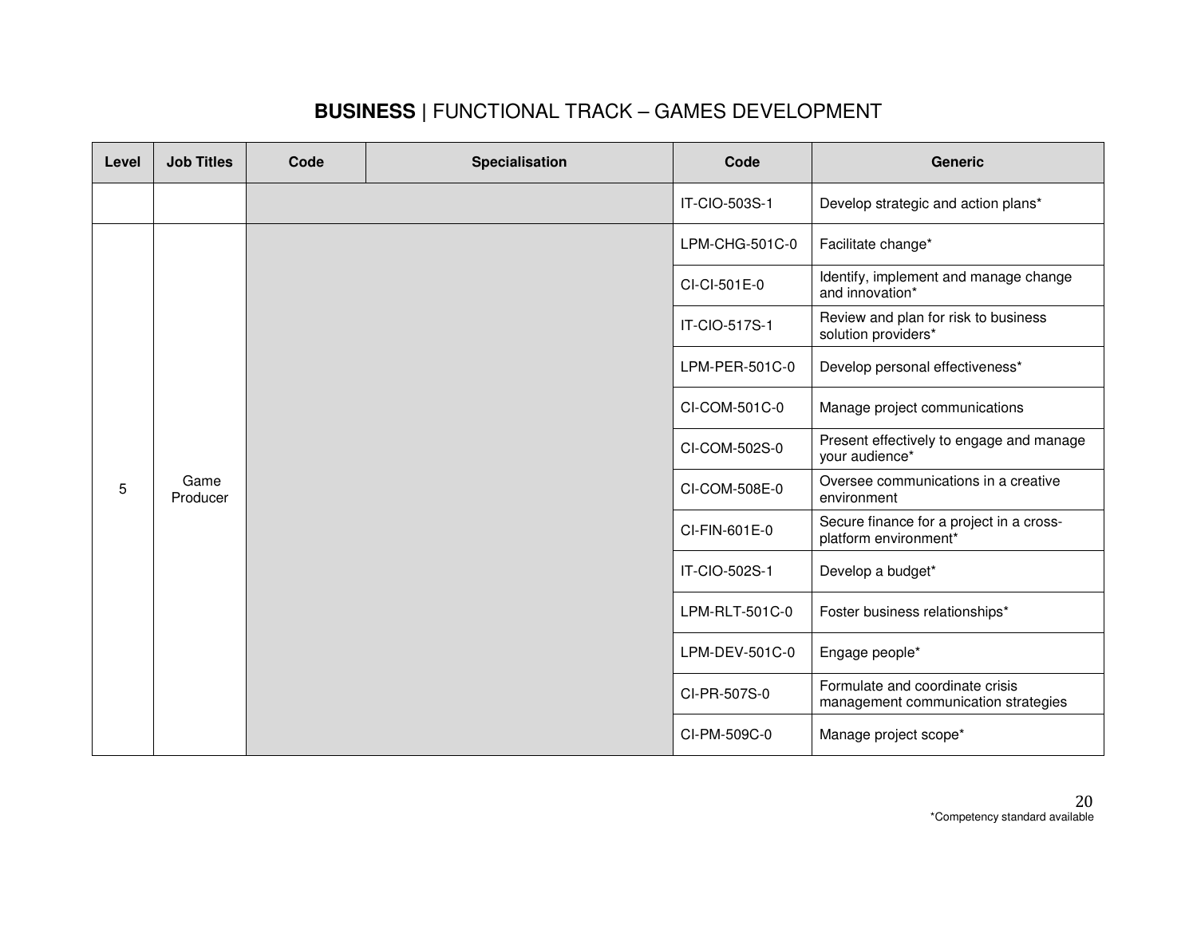## **BUSINESS** | FUNCTIONAL TRACK – GAMES DEVELOPMENT

| Level | Job Titles | Code | Specialisation | Code | Generic |
|---|---|---|---|---|---|
| | | | | IT-CIO-503S-1 | Develop strategic and action plans* |
| 5 | Game Producer | | | LPM-CHG-501C-0 | Facilitate change* |
| | | | | CI-CI-501E-0 | Identify, implement and manage change and innovation* |
| | | | | IT-CIO-517S-1 | Review and plan for risk to business solution providers* |
| | | | | LPM-PER-501C-0 | Develop personal effectiveness* |
| | | | | CI-COM-501C-0 | Manage project communications |
| | | | | CI-COM-502S-0 | Present effectively to engage and manage your audience* |
| | | | | CI-COM-508E-0 | Oversee communications in a creative environment |
| | | | | CI-FIN-601E-0 | Secure finance for a project in a cross-platform environment* |
| | | | | IT-CIO-502S-1 | Develop a budget* |
| | | | | LPM-RLT-501C-0 | Foster business relationships* |
| | | | | LPM-DEV-501C-0 | Engage people* |
| | | | | CI-PR-507S-0 | Formulate and coordinate crisis management communication strategies |
| | | | | CI-PM-509C-0 | Manage project scope* |

*Competency standard available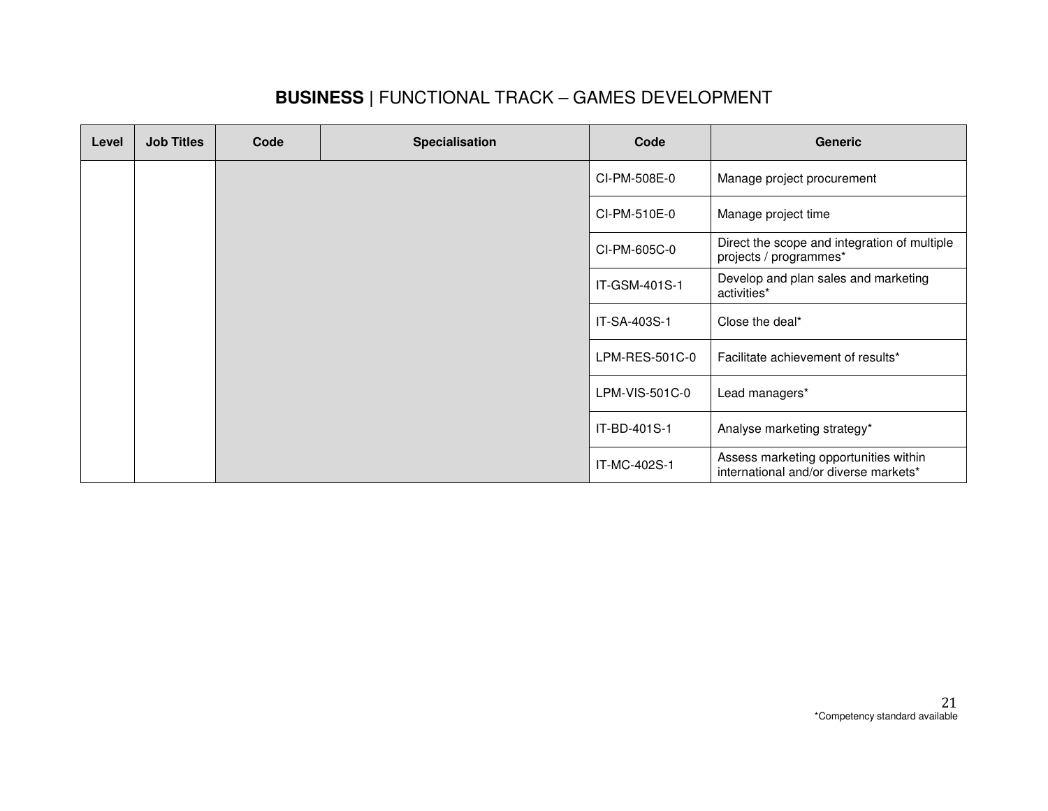## **BUSINESS** | FUNCTIONAL TRACK – GAMES DEVELOPMENT

| Level | Job Titles | Code | Specialisation | Code | Generic |
|---|---|---|---|---|---|
| | | | | CI-PM-508E-0 | Manage project procurement |
| | | | | CI-PM-510E-0 | Manage project time |
| | | | | CI-PM-605C-0 | Direct the scope and integration of multiple projects / programmes* |
| | | | | IT-GSM-401S-1 | Develop and plan sales and marketing activities* |
| | | | | IT-SA-403S-1 | Close the deal* |
| | | | | LPM-RES-501C-0 | Facilitate achievement of results* |
| | | | | LPM-VIS-501C-0 | Lead managers* |
| | | | | IT-BD-401S-1 | Analyse marketing strategy* |
| | | | | IT-MC-402S-1 | Assess marketing opportunities within international and/or diverse markets* |

*Competency standard available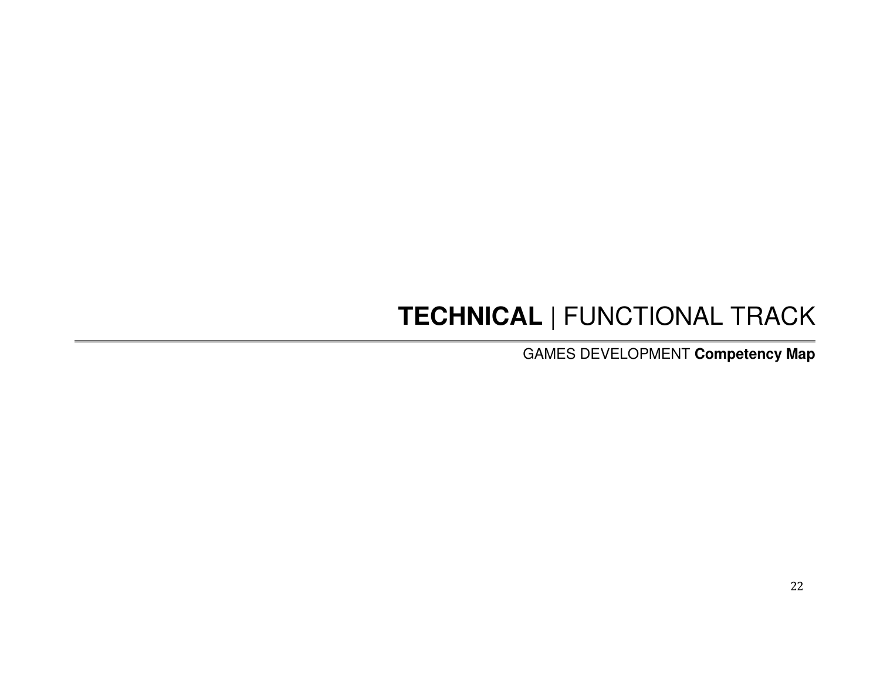# **TECHNICAL** | FUNCTIONAL TRACK

GAMES DEVELOPMENT **Competency Map**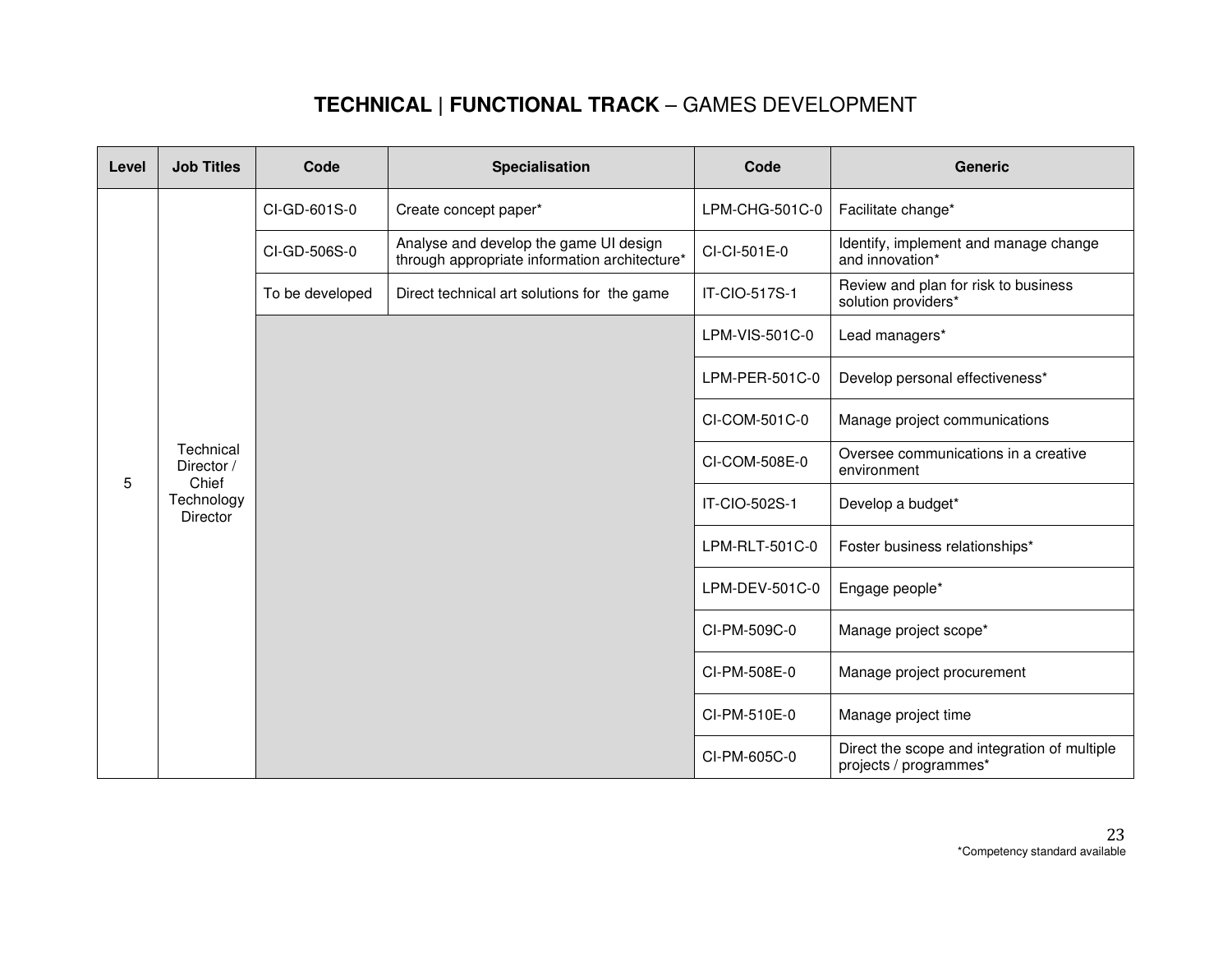# **TECHNICAL** | **FUNCTIONAL TRACK** – GAMES DEVELOPMENT

| Level | Job Titles | Code | Specialisation | Code | Generic |
|---|---|---|---|---|---|
| 5 | Technical Director / Chief Technology Director | CI-GD-601S-0 | Create concept paper* | LPM-CHG-501C-0 | Facilitate change* |
| | | CI-GD-506S-0 | Analyse and develop the game UI design through appropriate information architecture* | CI-CI-501E-0 | Identify, implement and manage change and innovation* |
| | | To be developed | Direct technical art solutions for the game | IT-CIO-517S-1 | Review and plan for risk to business solution providers* |
| | | | | LPM-VIS-501C-0 | Lead managers* |
| | | | | LPM-PER-501C-0 | Develop personal effectiveness* |
| | | | | CI-COM-501C-0 | Manage project communications |
| | | | | CI-COM-508E-0 | Oversee communications in a creative environment |
| | | | | IT-CIO-502S-1 | Develop a budget* |
| | | | | LPM-RLT-501C-0 | Foster business relationships* |
| | | | | LPM-DEV-501C-0 | Engage people* |
| | | | | CI-PM-509C-0 | Manage project scope* |
| | | | | CI-PM-508E-0 | Manage project procurement |
| | | | | CI-PM-510E-0 | Manage project time |
| | | | | CI-PM-605C-0 | Direct the scope and integration of multiple projects / programmes* |

*Competency standard available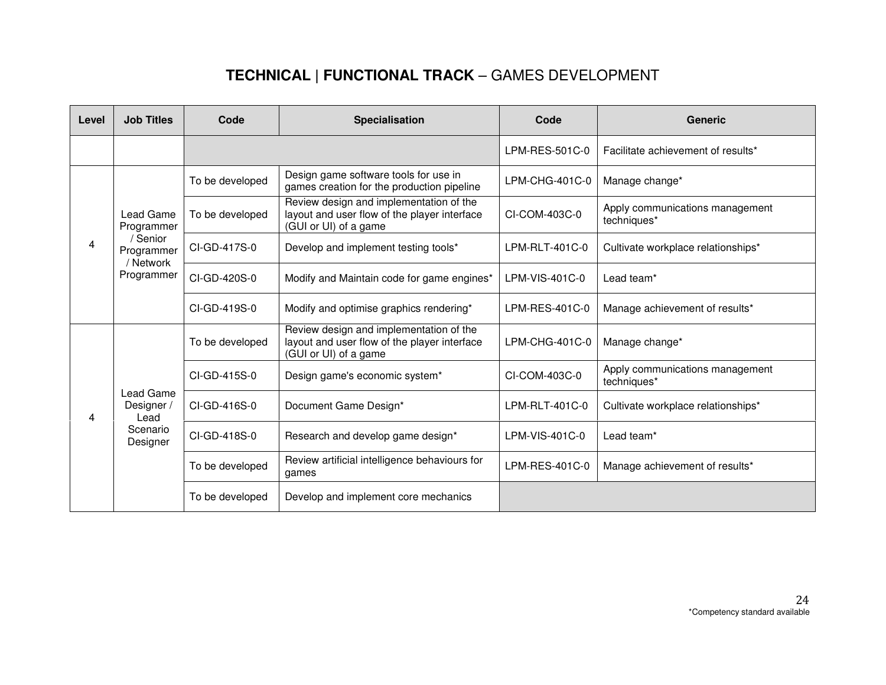# **TECHNICAL** | **FUNCTIONAL TRACK** – GAMES DEVELOPMENT

| Level | Job Titles | Code | Specialisation | Code | Generic |
|---|---|---|---|---|---|
| | | | | LPM-RES-501C-0 | Facilitate achievement of results* |
| 4 | Lead Game Programmer / Senior Programmer / Network Programmer | To be developed | Design game software tools for use in games creation for the production pipeline | LPM-CHG-401C-0 | Manage change* |
| | | To be developed | Review design and implementation of the layout and user flow of the player interface (GUI or UI) of a game | CI-COM-403C-0 | Apply communications management techniques* |
| | | CI-GD-417S-0 | Develop and implement testing tools* | LPM-RLT-401C-0 | Cultivate workplace relationships* |
| | | CI-GD-420S-0 | Modify and Maintain code for game engines* | LPM-VIS-401C-0 | Lead team* |
| | | CI-GD-419S-0 | Modify and optimise graphics rendering* | LPM-RES-401C-0 | Manage achievement of results* |
| 4 | Lead Game Designer / Lead Scenario Designer | To be developed | Review design and implementation of the layout and user flow of the player interface (GUI or UI) of a game | LPM-CHG-401C-0 | Manage change* |
| | | CI-GD-415S-0 | Design game's economic system* | CI-COM-403C-0 | Apply communications management techniques* |
| | | CI-GD-416S-0 | Document Game Design* | LPM-RLT-401C-0 | Cultivate workplace relationships* |
| | | CI-GD-418S-0 | Research and develop game design* | LPM-VIS-401C-0 | Lead team* |
| | | To be developed | Review artificial intelligence behaviours for games | LPM-RES-401C-0 | Manage achievement of results* |
| | | To be developed | Develop and implement core mechanics | | |

*Competency standard available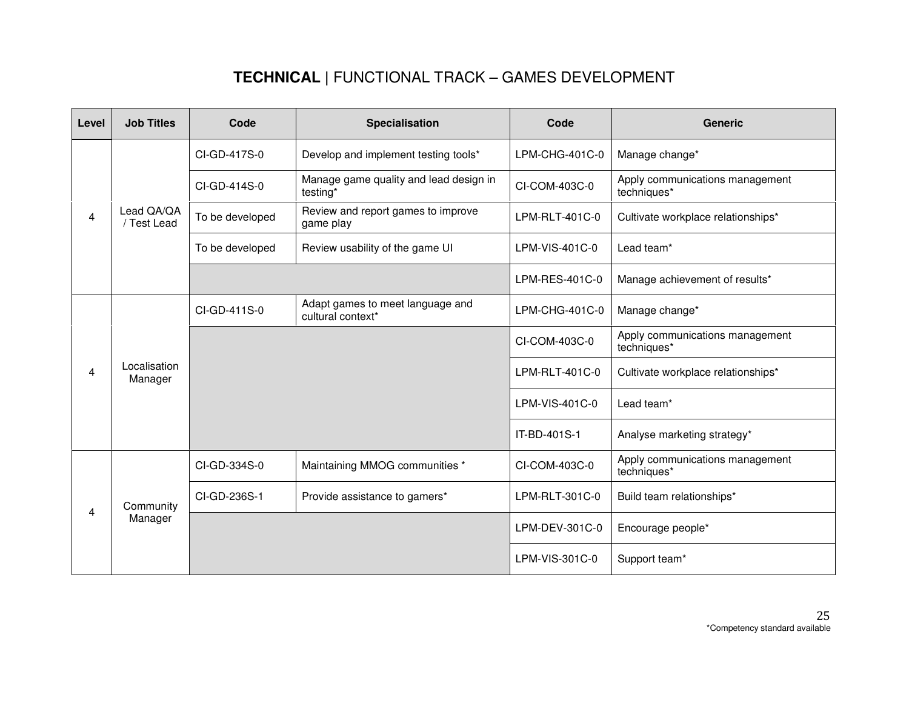# **TECHNICAL** | FUNCTIONAL TRACK – GAMES DEVELOPMENT

| Level | Job Titles | Code | Specialisation | Code | Generic |
|---|---|---|---|---|---|
| 4 | Lead QA/QA / Test Lead | CI-GD-417S-0 | Develop and implement testing tools* | LPM-CHG-401C-0 | Manage change* |
| | | CI-GD-414S-0 | Manage game quality and lead design in testing* | CI-COM-403C-0 | Apply communications management techniques* |
| | | To be developed | Review and report games to improve game play | LPM-RLT-401C-0 | Cultivate workplace relationships* |
| | | To be developed | Review usability of the game UI | LPM-VIS-401C-0 | Lead team* |
| | | | | LPM-RES-401C-0 | Manage achievement of results* |
| 4 | Localisation Manager | CI-GD-411S-0 | Adapt games to meet language and cultural context* | LPM-CHG-401C-0 | Manage change* |
| | | | | CI-COM-403C-0 | Apply communications management techniques* |
| | | | | LPM-RLT-401C-0 | Cultivate workplace relationships* |
| | | | | LPM-VIS-401C-0 | Lead team* |
| | | | | IT-BD-401S-1 | Analyse marketing strategy* |
| 4 | Community Manager | CI-GD-334S-0 | Maintaining MMOG communities * | CI-COM-403C-0 | Apply communications management techniques* |
| | | CI-GD-236S-1 | Provide assistance to gamers* | LPM-RLT-301C-0 | Build team relationships* |
| | | | | LPM-DEV-301C-0 | Encourage people* |
| | | | | LPM-VIS-301C-0 | Support team* |

*Competency standard available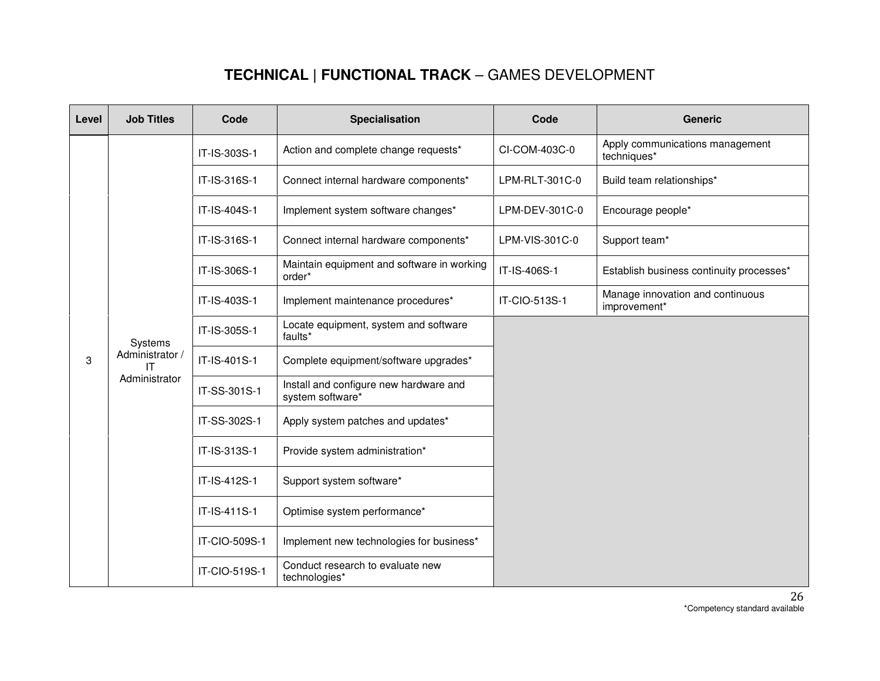## **TECHNICAL** | **FUNCTIONAL TRACK** – GAMES DEVELOPMENT

| Level | Job Titles | Code | Specialisation | Code | Generic |
|---|---|---|---|---|---|
| 3 | Systems Administrator / IT Administrator | IT-IS-303S-1 | Action and complete change requests* | CI-COM-403C-0 | Apply communications management techniques* |
| | | IT-IS-316S-1 | Connect internal hardware components* | LPM-RLT-301C-0 | Build team relationships* |
| | | IT-IS-404S-1 | Implement system software changes* | LPM-DEV-301C-0 | Encourage people* |
| | | IT-IS-316S-1 | Connect internal hardware components* | LPM-VIS-301C-0 | Support team* |
| | | IT-IS-306S-1 | Maintain equipment and software in working order* | IT-IS-406S-1 | Establish business continuity processes* |
| | | IT-IS-403S-1 | Implement maintenance procedures* | IT-CIO-513S-1 | Manage innovation and continuous improvement* |
| | | IT-IS-305S-1 | Locate equipment, system and software faults* | | |
| | | IT-IS-401S-1 | Complete equipment/software upgrades* | | |
| | | IT-SS-301S-1 | Install and configure new hardware and system software* | | |
| | | IT-SS-302S-1 | Apply system patches and updates* | | |
| | | IT-IS-313S-1 | Provide system administration* | | |
| | | IT-IS-412S-1 | Support system software* | | |
| | | IT-IS-411S-1 | Optimise system performance* | | |
| | | IT-CIO-509S-1 | Implement new technologies for business* | | |
| | | IT-CIO-519S-1 | Conduct research to evaluate new technologies* | | |

*Competency standard available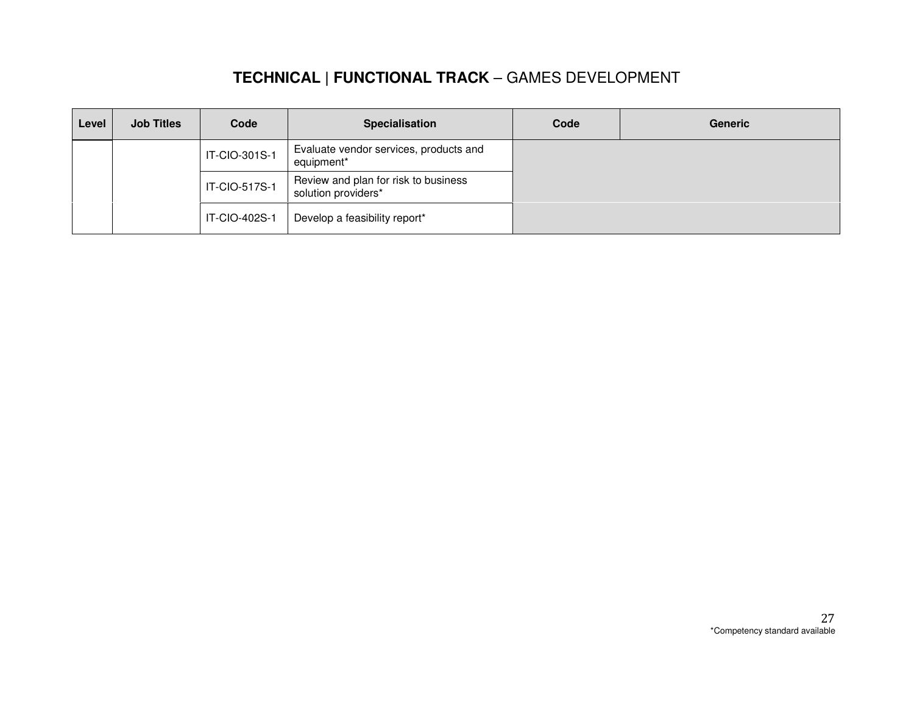# **TECHNICAL** | **FUNCTIONAL TRACK** – GAMES DEVELOPMENT

| Level | Job Titles | Code | Specialisation | Code | Generic |
|---|---|---|---|---|---|
| | | IT-CIO-301S-1 | Evaluate vendor services, products and equipment* | | |
| | | IT-CIO-517S-1 | Review and plan for risk to business solution providers* | | |
| | | IT-CIO-402S-1 | Develop a feasibility report* | | |

*Competency standard available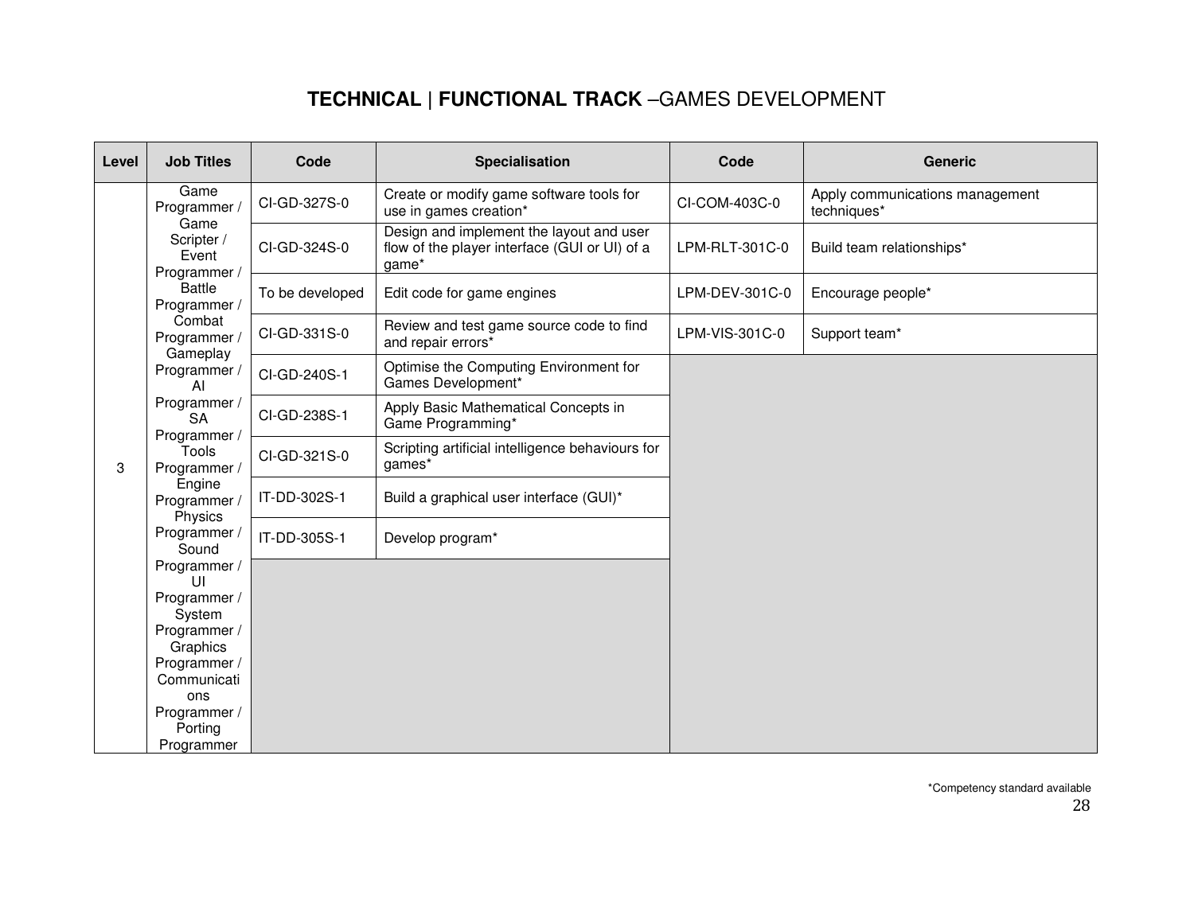## TECHNICAL | FUNCTIONAL TRACK –GAMES DEVELOPMENT

| Level | Job Titles | Code | Specialisation | Code | Generic |
|---|---|---|---|---|---|
| 3 | Game Programmer / Game Scripter / Event Programmer / Battle Programmer / Combat Programmer / Gameplay Programmer / AI Programmer / SA Programmer / Tools Programmer / Engine Programmer / Physics Programmer / Sound Programmer / UI Programmer / System Programmer / Graphics Programmer / Communications Programmer / Porting Programmer | CI-GD-327S-0 | Create or modify game software tools for use in games creation* | CI-COM-403C-0 | Apply communications management techniques* |
| | | CI-GD-324S-0 | Design and implement the layout and user flow of the player interface (GUI or UI) of a game* | LPM-RLT-301C-0 | Build team relationships* |
| | | To be developed | Edit code for game engines | LPM-DEV-301C-0 | Encourage people* |
| | | CI-GD-331S-0 | Review and test game source code to find and repair errors* | LPM-VIS-301C-0 | Support team* |
| | | CI-GD-240S-1 | Optimise the Computing Environment for Games Development* | | |
| | | CI-GD-238S-1 | Apply Basic Mathematical Concepts in Game Programming* | | |
| | | CI-GD-321S-0 | Scripting artificial intelligence behaviours for games* | | |
| | | IT-DD-302S-1 | Build a graphical user interface (GUI)* | | |
| | | IT-DD-305S-1 | Develop program* | | |

*Competency standard available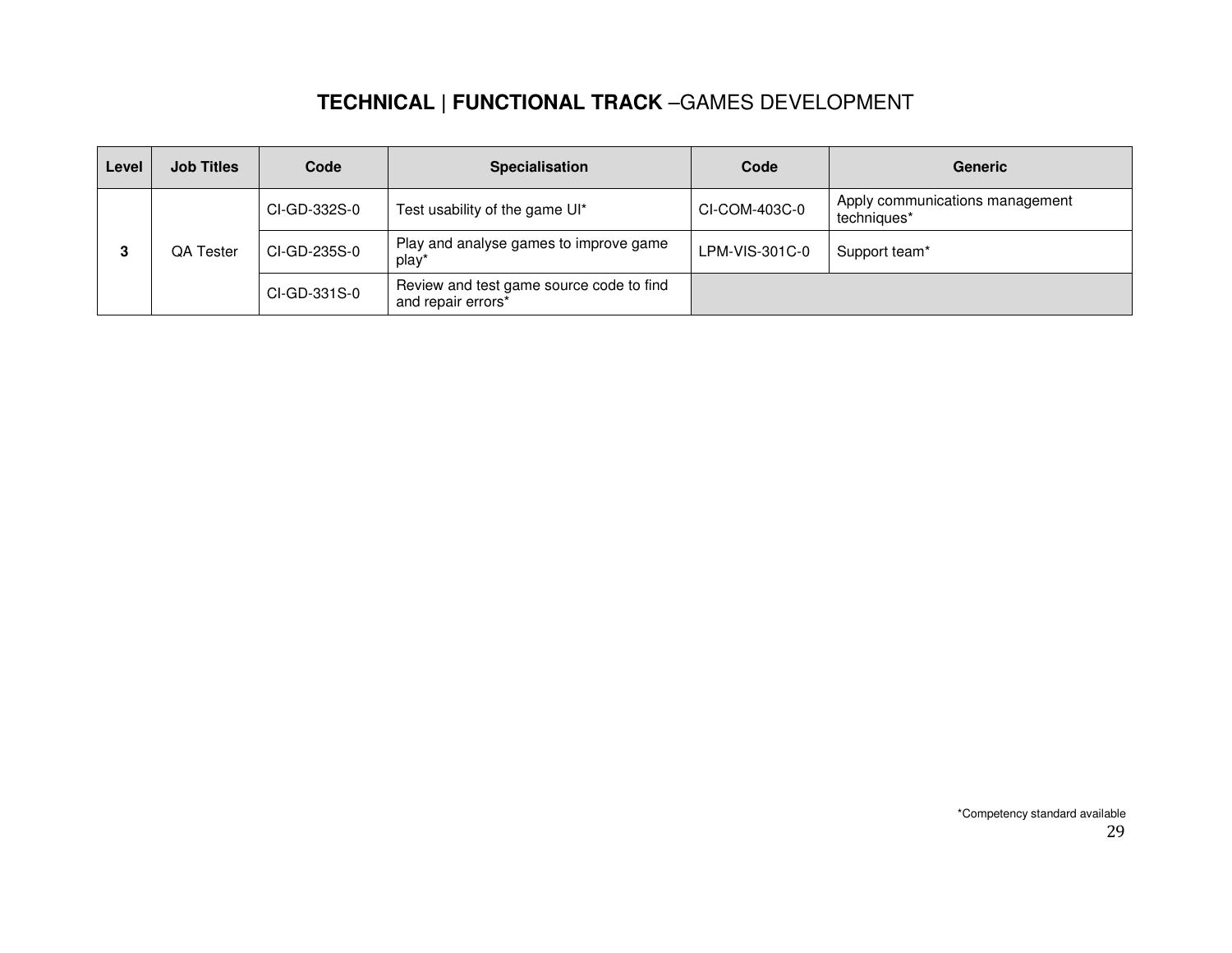# **TECHNICAL** | **FUNCTIONAL TRACK** –GAMES DEVELOPMENT

| Level | Job Titles | Code | Specialisation | Code | Generic |
|---|---|---|---|---|---|
| **3** | QA Tester | CI-GD-332S-0 | Test usability of the game UI* | CI-COM-403C-0 | Apply communications management techniques* |
| | | CI-GD-235S-0 | Play and analyse games to improve game play* | LPM-VIS-301C-0 | Support team* |
| | | CI-GD-331S-0 | Review and test game source code to find and repair errors* | | |

*Competency standard available